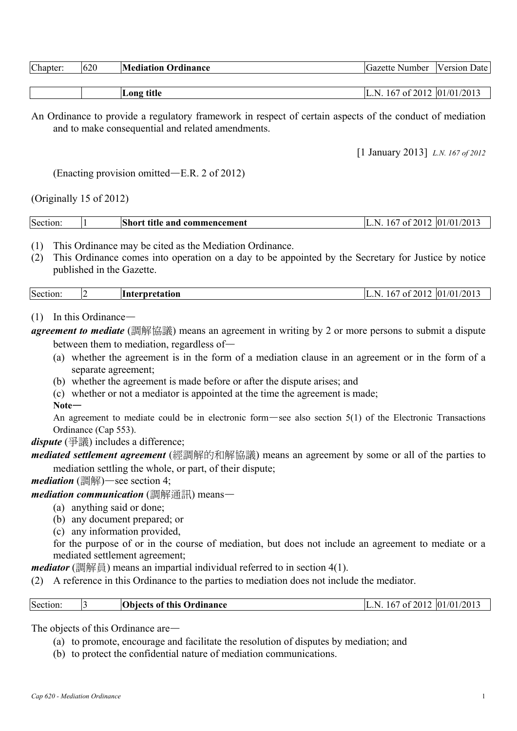| Chapter: | 620 | **Mediation Ordinance** | Gazette Number | Version Date |
|---|---|---|---|---|

| | | **Long title** | L.N. 167 of 2012 | 01/01/2013 |
|---|---|---|---|---|

An Ordinance to provide a regulatory framework in respect of certain aspects of the conduct of mediation and to make consequential and related amendments.

[1 January 2013] *L.N. 167 of 2012*

(Enacting provision omitted—E.R. 2 of 2012)

(Originally 15 of 2012)

| Section: | 1 | **Short title and commencement** | L.N. 167 of 2012 | 01/01/2013 |
|---|---|---|---|---|

(1) This Ordinance may be cited as the Mediation Ordinance.
(2) This Ordinance comes into operation on a day to be appointed by the Secretary for Justice by notice published in the Gazette.

| Section: | 2 | **Interpretation** | L.N. 167 of 2012 | 01/01/2013 |
|---|---|---|---|---|

(1) In this Ordinance—

***agreement to mediate*** (調解協議) means an agreement in writing by 2 or more persons to submit a dispute between them to mediation, regardless of—

- (a) whether the agreement is in the form of a mediation clause in an agreement or in the form of a separate agreement;
- (b) whether the agreement is made before or after the dispute arises; and
- (c) whether or not a mediator is appointed at the time the agreement is made;

**Note—**

An agreement to mediate could be in electronic form—see also section 5(1) of the Electronic Transactions Ordinance (Cap 553).

***dispute*** (爭議) includes a difference;

***mediated settlement agreement*** (經調解的和解協議) means an agreement by some or all of the parties to mediation settling the whole, or part, of their dispute;

***mediation*** (調解)—see section 4;

***mediation communication*** (調解通訊) means—

- (a) anything said or done;
- (b) any document prepared; or
- (c) any information provided,

for the purpose of or in the course of mediation, but does not include an agreement to mediate or a mediated settlement agreement;

***mediator*** (調解員) means an impartial individual referred to in section 4(1).

(2) A reference in this Ordinance to the parties to mediation does not include the mediator.

| Section: | 3 | **Objects of this Ordinance** | L.N. 167 of 2012 | 01/01/2013 |
|---|---|---|---|---|

The objects of this Ordinance are—

- (a) to promote, encourage and facilitate the resolution of disputes by mediation; and
- (b) to protect the confidential nature of mediation communications.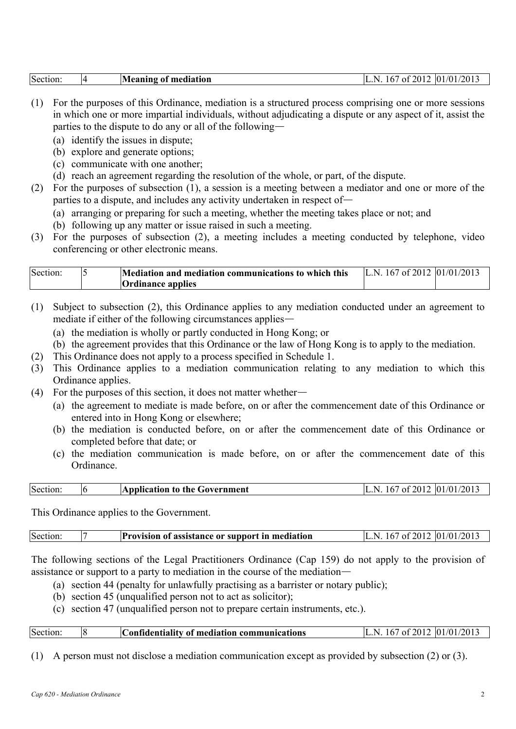| Section: | 4 | **Meaning of mediation** | L.N. 167 of 2012 | 01/01/2013 |
|---|---|---|---|---|

(1) For the purposes of this Ordinance, mediation is a structured process comprising one or more sessions in which one or more impartial individuals, without adjudicating a dispute or any aspect of it, assist the parties to the dispute to do any or all of the following—
  - (a) identify the issues in dispute;
  - (b) explore and generate options;
  - (c) communicate with one another;
  - (d) reach an agreement regarding the resolution of the whole, or part, of the dispute.

(2) For the purposes of subsection (1), a session is a meeting between a mediator and one or more of the parties to a dispute, and includes any activity undertaken in respect of—
  - (a) arranging or preparing for such a meeting, whether the meeting takes place or not; and
  - (b) following up any matter or issue raised in such a meeting.

(3) For the purposes of subsection (2), a meeting includes a meeting conducted by telephone, video conferencing or other electronic means.

| Section: | 5 | **Mediation and mediation communications to which this Ordinance applies** | L.N. 167 of 2012 | 01/01/2013 |
|---|---|---|---|---|

(1) Subject to subsection (2), this Ordinance applies to any mediation conducted under an agreement to mediate if either of the following circumstances applies—
  - (a) the mediation is wholly or partly conducted in Hong Kong; or
  - (b) the agreement provides that this Ordinance or the law of Hong Kong is to apply to the mediation.

(2) This Ordinance does not apply to a process specified in Schedule 1.

(3) This Ordinance applies to a mediation communication relating to any mediation to which this Ordinance applies.

(4) For the purposes of this section, it does not matter whether—
  - (a) the agreement to mediate is made before, on or after the commencement date of this Ordinance or entered into in Hong Kong or elsewhere;
  - (b) the mediation is conducted before, on or after the commencement date of this Ordinance or completed before that date; or
  - (c) the mediation communication is made before, on or after the commencement date of this Ordinance.

| Section: | 6 | **Application to the Government** | L.N. 167 of 2012 | 01/01/2013 |
|---|---|---|---|---|

This Ordinance applies to the Government.

| Section: | 7 | **Provision of assistance or support in mediation** | L.N. 167 of 2012 | 01/01/2013 |
|---|---|---|---|---|

The following sections of the Legal Practitioners Ordinance (Cap 159) do not apply to the provision of assistance or support to a party to mediation in the course of the mediation—
  - (a) section 44 (penalty for unlawfully practising as a barrister or notary public);
  - (b) section 45 (unqualified person not to act as solicitor);
  - (c) section 47 (unqualified person not to prepare certain instruments, etc.).

| Section: | 8 | **Confidentiality of mediation communications** | L.N. 167 of 2012 | 01/01/2013 |
|---|---|---|---|---|

(1) A person must not disclose a mediation communication except as provided by subsection (2) or (3).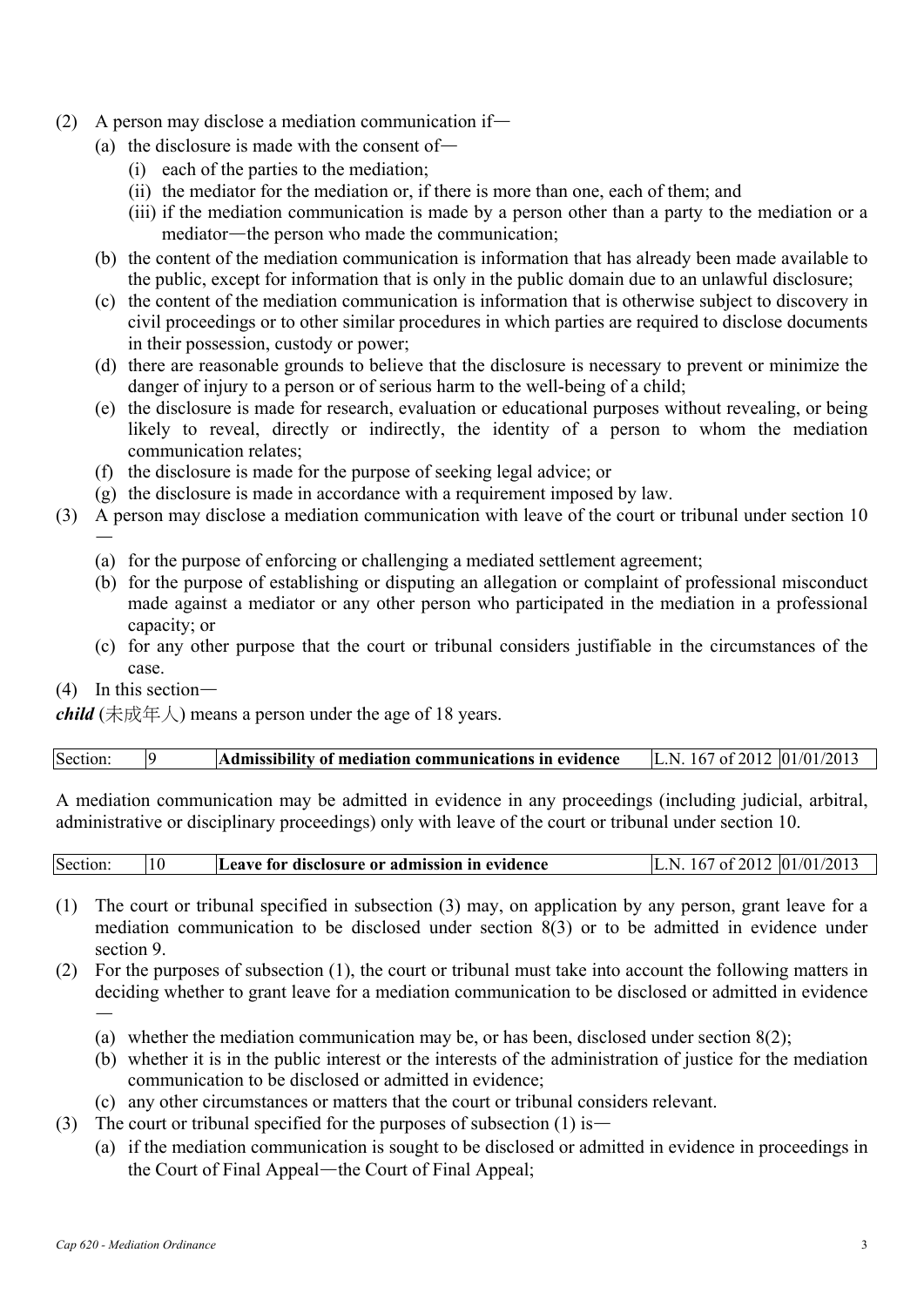(2) A person may disclose a mediation communication if—
  - (a) the disclosure is made with the consent of—
    - (i) each of the parties to the mediation;
    - (ii) the mediator for the mediation or, if there is more than one, each of them; and
    - (iii) if the mediation communication is made by a person other than a party to the mediation or a mediator—the person who made the communication;
  - (b) the content of the mediation communication is information that has already been made available to the public, except for information that is only in the public domain due to an unlawful disclosure;
  - (c) the content of the mediation communication is information that is otherwise subject to discovery in civil proceedings or to other similar procedures in which parties are required to disclose documents in their possession, custody or power;
  - (d) there are reasonable grounds to believe that the disclosure is necessary to prevent or minimize the danger of injury to a person or of serious harm to the well-being of a child;
  - (e) the disclosure is made for research, evaluation or educational purposes without revealing, or being likely to reveal, directly or indirectly, the identity of a person to whom the mediation communication relates;
  - (f) the disclosure is made for the purpose of seeking legal advice; or
  - (g) the disclosure is made in accordance with a requirement imposed by law.

(3) A person may disclose a mediation communication with leave of the court or tribunal under section 10—
  - (a) for the purpose of enforcing or challenging a mediated settlement agreement;
  - (b) for the purpose of establishing or disputing an allegation or complaint of professional misconduct made against a mediator or any other person who participated in the mediation in a professional capacity; or
  - (c) for any other purpose that the court or tribunal considers justifiable in the circumstances of the case.

(4) In this section—

***child*** (未成年人) means a person under the age of 18 years.

| Section: | 9 | **Admissibility of mediation communications in evidence** | L.N. 167 of 2012 | 01/01/2013 |
|---|---|---|---|---|

A mediation communication may be admitted in evidence in any proceedings (including judicial, arbitral, administrative or disciplinary proceedings) only with leave of the court or tribunal under section 10.

| Section: | 10 | **Leave for disclosure or admission in evidence** | L.N. 167 of 2012 | 01/01/2013 |
|---|---|---|---|---|

(1) The court or tribunal specified in subsection (3) may, on application by any person, grant leave for a mediation communication to be disclosed under section 8(3) or to be admitted in evidence under section 9.

(2) For the purposes of subsection (1), the court or tribunal must take into account the following matters in deciding whether to grant leave for a mediation communication to be disclosed or admitted in evidence—
  - (a) whether the mediation communication may be, or has been, disclosed under section 8(2);
  - (b) whether it is in the public interest or the interests of the administration of justice for the mediation communication to be disclosed or admitted in evidence;
  - (c) any other circumstances or matters that the court or tribunal considers relevant.

(3) The court or tribunal specified for the purposes of subsection (1) is—
  - (a) if the mediation communication is sought to be disclosed or admitted in evidence in proceedings in the Court of Final Appeal—the Court of Final Appeal;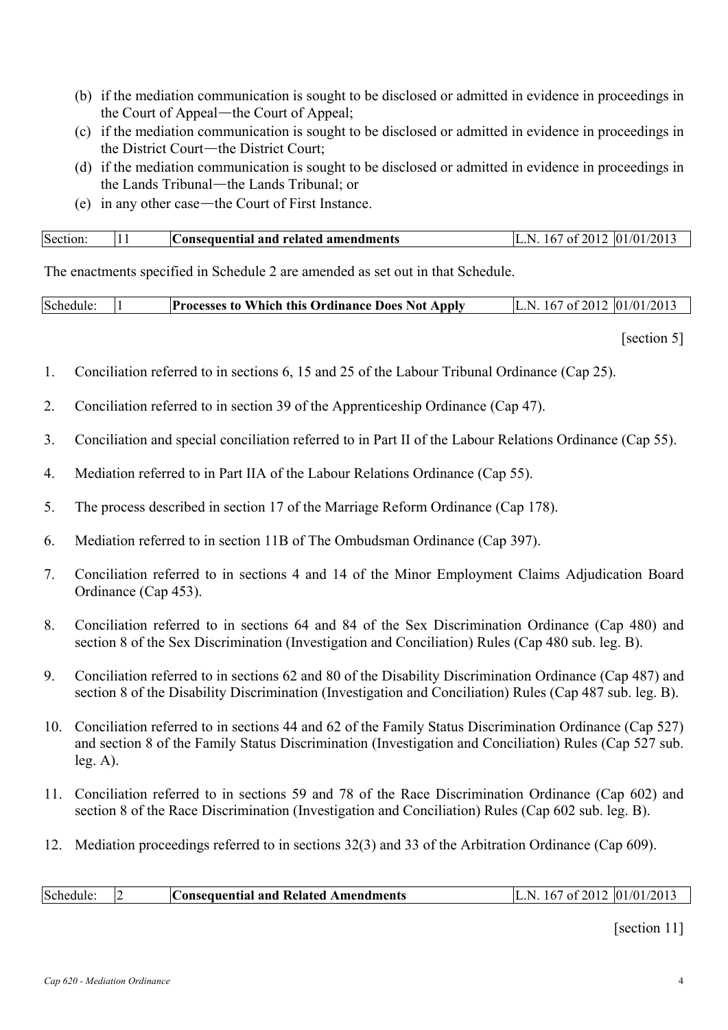(b) if the mediation communication is sought to be disclosed or admitted in evidence in proceedings in the Court of Appeal—the Court of Appeal;

(c) if the mediation communication is sought to be disclosed or admitted in evidence in proceedings in the District Court—the District Court;

(d) if the mediation communication is sought to be disclosed or admitted in evidence in proceedings in the Lands Tribunal—the Lands Tribunal; or

(e) in any other case—the Court of First Instance.

| Section: | 11 | **Consequential and related amendments** | L.N. 167 of 2012 | 01/01/2013 |
|---|---|---|---|---|

The enactments specified in Schedule 2 are amended as set out in that Schedule.

| Schedule: | 1 | **Processes to Which this Ordinance Does Not Apply** | L.N. 167 of 2012 | 01/01/2013 |
|---|---|---|---|---|

[section 5]

1. Conciliation referred to in sections 6, 15 and 25 of the Labour Tribunal Ordinance (Cap 25).

2. Conciliation referred to in section 39 of the Apprenticeship Ordinance (Cap 47).

3. Conciliation and special conciliation referred to in Part II of the Labour Relations Ordinance (Cap 55).

4. Mediation referred to in Part IIA of the Labour Relations Ordinance (Cap 55).

5. The process described in section 17 of the Marriage Reform Ordinance (Cap 178).

6. Mediation referred to in section 11B of The Ombudsman Ordinance (Cap 397).

7. Conciliation referred to in sections 4 and 14 of the Minor Employment Claims Adjudication Board Ordinance (Cap 453).

8. Conciliation referred to in sections 64 and 84 of the Sex Discrimination Ordinance (Cap 480) and section 8 of the Sex Discrimination (Investigation and Conciliation) Rules (Cap 480 sub. leg. B).

9. Conciliation referred to in sections 62 and 80 of the Disability Discrimination Ordinance (Cap 487) and section 8 of the Disability Discrimination (Investigation and Conciliation) Rules (Cap 487 sub. leg. B).

10. Conciliation referred to in sections 44 and 62 of the Family Status Discrimination Ordinance (Cap 527) and section 8 of the Family Status Discrimination (Investigation and Conciliation) Rules (Cap 527 sub. leg. A).

11. Conciliation referred to in sections 59 and 78 of the Race Discrimination Ordinance (Cap 602) and section 8 of the Race Discrimination (Investigation and Conciliation) Rules (Cap 602 sub. leg. B).

12. Mediation proceedings referred to in sections 32(3) and 33 of the Arbitration Ordinance (Cap 609).

| Schedule: | 2 | **Consequential and Related Amendments** | L.N. 167 of 2012 | 01/01/2013 |
|---|---|---|---|---|

[section 11]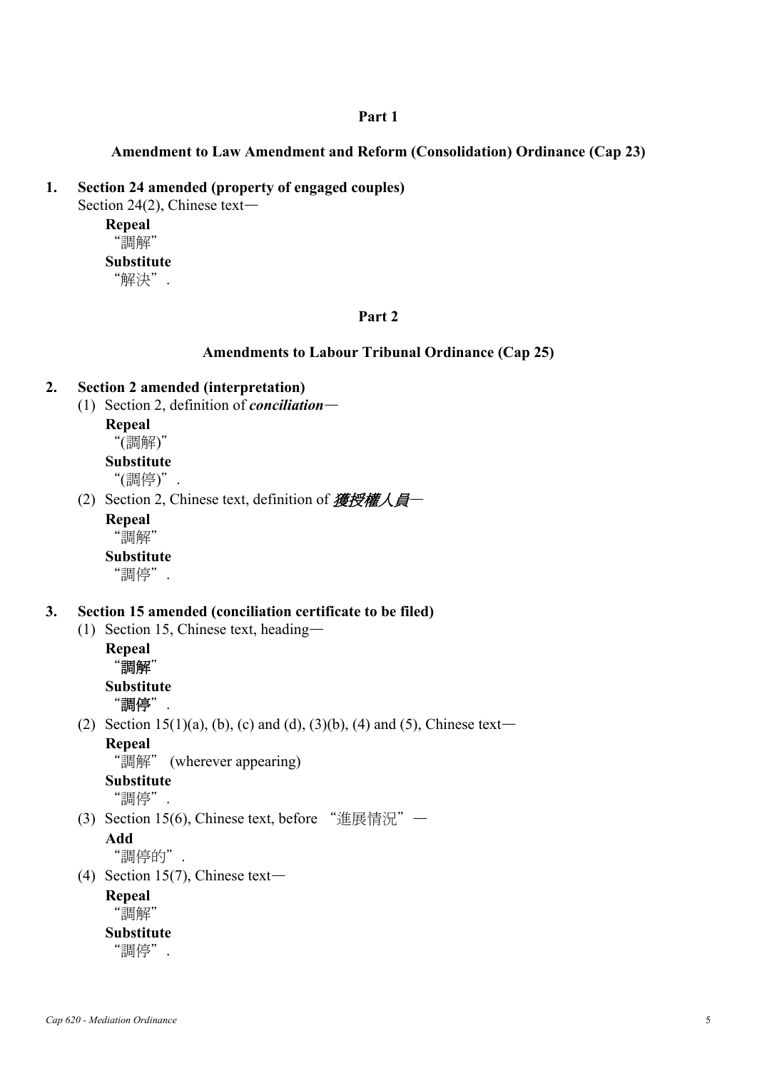## Part 1

### Amendment to Law Amendment and Reform (Consolidation) Ordinance (Cap 23)

**1. Section 24 amended (property of engaged couples)**

Section 24(2), Chinese text—

**Repeal**

"調解"

**Substitute**

"解決".

## Part 2

### Amendments to Labour Tribunal Ordinance (Cap 25)

**2. Section 2 amended (interpretation)**

(1) Section 2, definition of ***conciliation***—

**Repeal**

"(調解)"

**Substitute**

"(調停)".

(2) Section 2, Chinese text, definition of ***獲授權人員***—

**Repeal**

"調解"

**Substitute**

"調停".

**3. Section 15 amended (conciliation certificate to be filed)**

(1) Section 15, Chinese text, heading—

**Repeal**

"**調解**"

**Substitute**

"**調停**".

(2) Section 15(1)(a), (b), (c) and (d), (3)(b), (4) and (5), Chinese text—

**Repeal**

"調解" (wherever appearing)

**Substitute**

"調停".

(3) Section 15(6), Chinese text, before "進展情況"—

**Add**

"調停的".

(4) Section 15(7), Chinese text—

**Repeal**

"調解"

**Substitute**

"調停".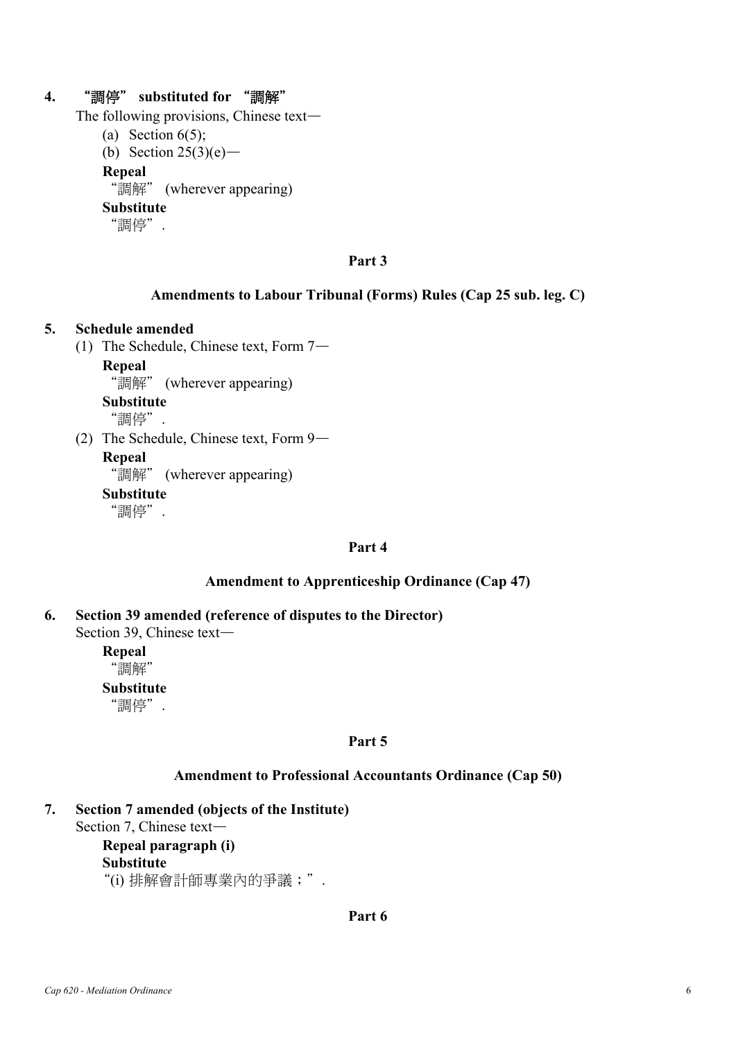### 4. "調停" substituted for "調解"

The following provisions, Chinese text—

(a) Section 6(5);

(b) Section 25(3)(e)—

**Repeal**

"調解" (wherever appearing)

**Substitute**

"調停".

## Part 3

## Amendments to Labour Tribunal (Forms) Rules (Cap 25 sub. leg. C)

### 5. Schedule amended

(1) The Schedule, Chinese text, Form 7—

**Repeal**

"調解" (wherever appearing)

**Substitute**

"調停".

(2) The Schedule, Chinese text, Form 9—

**Repeal**

"調解" (wherever appearing)

**Substitute**

"調停".

## Part 4

## Amendment to Apprenticeship Ordinance (Cap 47)

### 6. Section 39 amended (reference of disputes to the Director)

Section 39, Chinese text—

**Repeal**

"調解"

**Substitute**

"調停".

## Part 5

## Amendment to Professional Accountants Ordinance (Cap 50)

### 7. Section 7 amended (objects of the Institute)

Section 7, Chinese text—

**Repeal paragraph (i)**

**Substitute**

"(i) 排解會計師專業內的爭議；".

## Part 6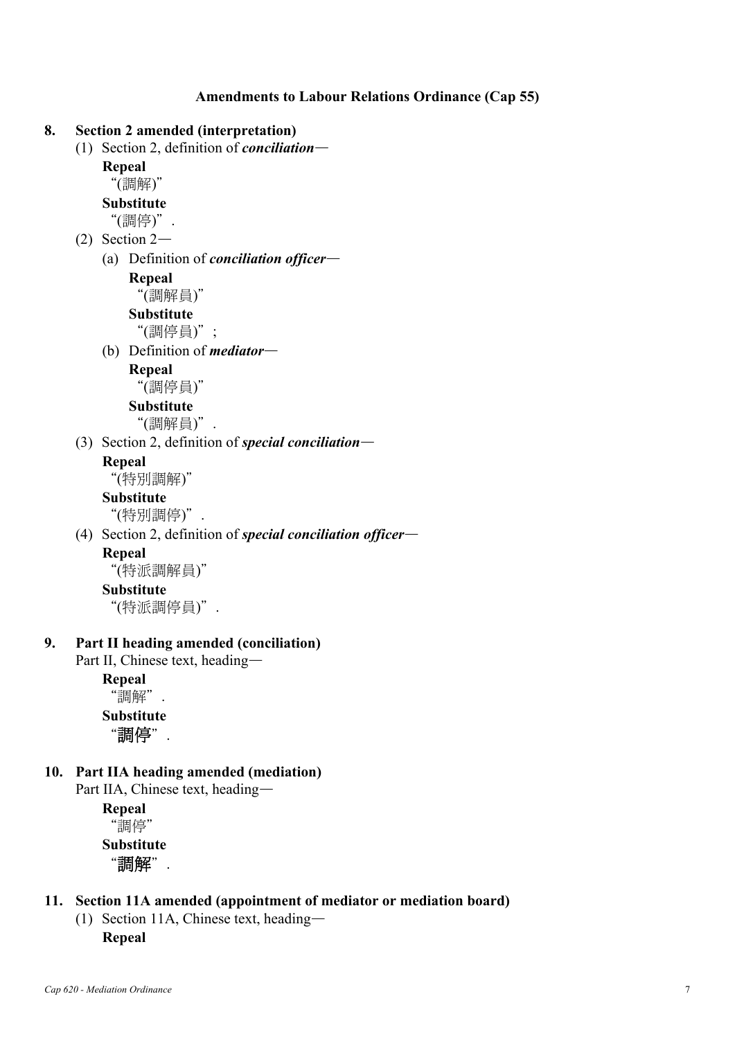**Amendments to Labour Relations Ordinance (Cap 55)**

**8. Section 2 amended (interpretation)**

(1) Section 2, definition of ***conciliation***—

**Repeal**

"(調解)"

**Substitute**

"(調停)".

(2) Section 2—

(a) Definition of ***conciliation officer***—

**Repeal**

"(調解員)"

**Substitute**

"(調停員)";

(b) Definition of ***mediator***—

**Repeal**

"(調停員)"

**Substitute**

"(調解員)".

(3) Section 2, definition of ***special conciliation***—

**Repeal**

"(特別調解)"

**Substitute**

"(特別調停)".

(4) Section 2, definition of ***special conciliation officer***—

**Repeal**

"(特派調解員)"

**Substitute**

"(特派調停員)".

**9. Part II heading amended (conciliation)**

Part II, Chinese text, heading—

**Repeal**

"調解".

**Substitute**

"**調停**".

**10. Part IIA heading amended (mediation)**

Part IIA, Chinese text, heading—

**Repeal**

"調停"

**Substitute**

"**調解**".

**11. Section 11A amended (appointment of mediator or mediation board)**

(1) Section 11A, Chinese text, heading—

**Repeal**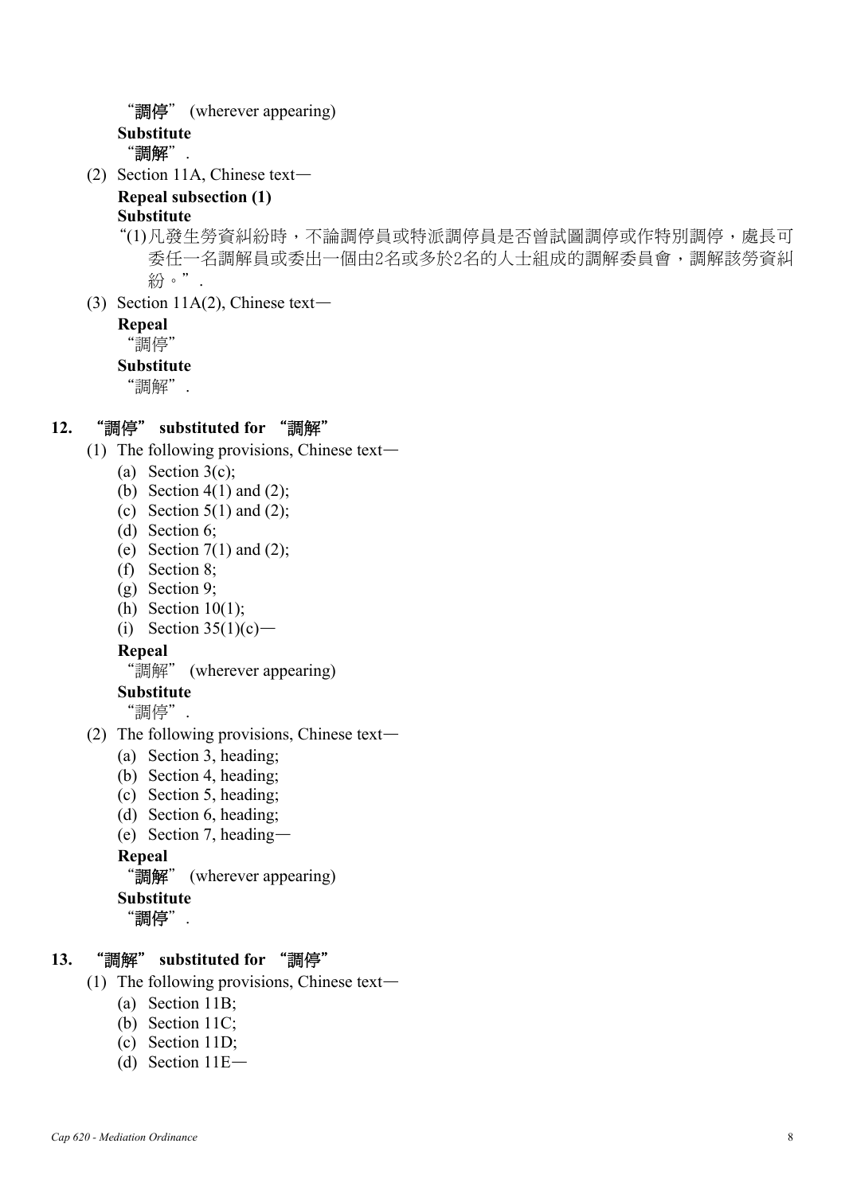"調停" (wherever appearing)

**Substitute**

"調解".

(2) Section 11A, Chinese text—

**Repeal subsection (1)**

**Substitute**

"(1)凡發生勞資糾紛時，不論調停員或特派調停員是否曾試圖調停或作特別調停，處長可委任一名調解員或委出一個由2名或多於2名的人士組成的調解委員會，調解該勞資糾紛。".

(3) Section 11A(2), Chinese text—

**Repeal**

"調停"

**Substitute**

"調解".

## 12. "調停" substituted for "調解"

(1) The following provisions, Chinese text—

(a) Section 3(c);

(b) Section 4(1) and (2);

(c) Section 5(1) and (2);

(d) Section 6;

(e) Section 7(1) and (2);

(f) Section 8;

(g) Section 9;

(h) Section 10(1);

(i) Section 35(1)(c)—

**Repeal**

"調解" (wherever appearing)

**Substitute**

"調停".

(2) The following provisions, Chinese text—

(a) Section 3, heading;

(b) Section 4, heading;

(c) Section 5, heading;

(d) Section 6, heading;

(e) Section 7, heading—

**Repeal**

"調解" (wherever appearing)

**Substitute**

"調停".

## 13. "調解" substituted for "調停"

(1) The following provisions, Chinese text—

(a) Section 11B;

(b) Section 11C;

(c) Section 11D;

(d) Section 11E—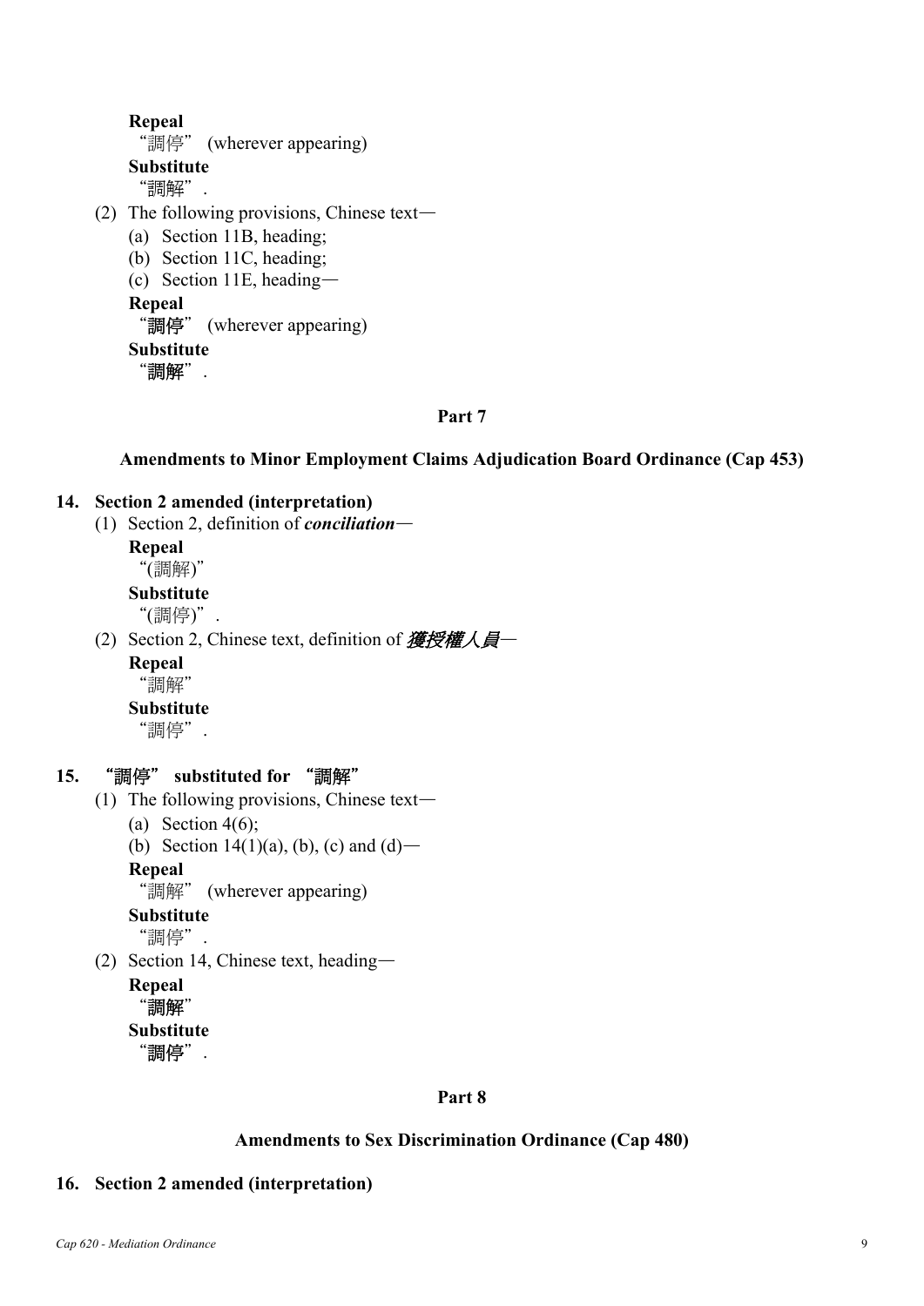**Repeal**

"調停" (wherever appearing)

**Substitute**

"調解".

(2) The following provisions, Chinese text—

(a) Section 11B, heading;

(b) Section 11C, heading;

(c) Section 11E, heading—

**Repeal**

"**調停**" (wherever appearing)

**Substitute**

"**調解**".

## Part 7

### Amendments to Minor Employment Claims Adjudication Board Ordinance (Cap 453)

**14. Section 2 amended (interpretation)**

(1) Section 2, definition of ***conciliation***—

**Repeal**

"(調解)"

**Substitute**

"(調停)".

(2) Section 2, Chinese text, definition of ***獲授權人員***—

**Repeal**

"調解"

**Substitute**

"調停".

**15. "調停" substituted for "調解"**

(1) The following provisions, Chinese text—

(a) Section 4(6);

(b) Section 14(1)(a), (b), (c) and (d)—

**Repeal**

"調解" (wherever appearing)

**Substitute**

"調停".

(2) Section 14, Chinese text, heading—

**Repeal**

"**調解**"

**Substitute**

"**調停**".

## Part 8

### Amendments to Sex Discrimination Ordinance (Cap 480)

**16. Section 2 amended (interpretation)**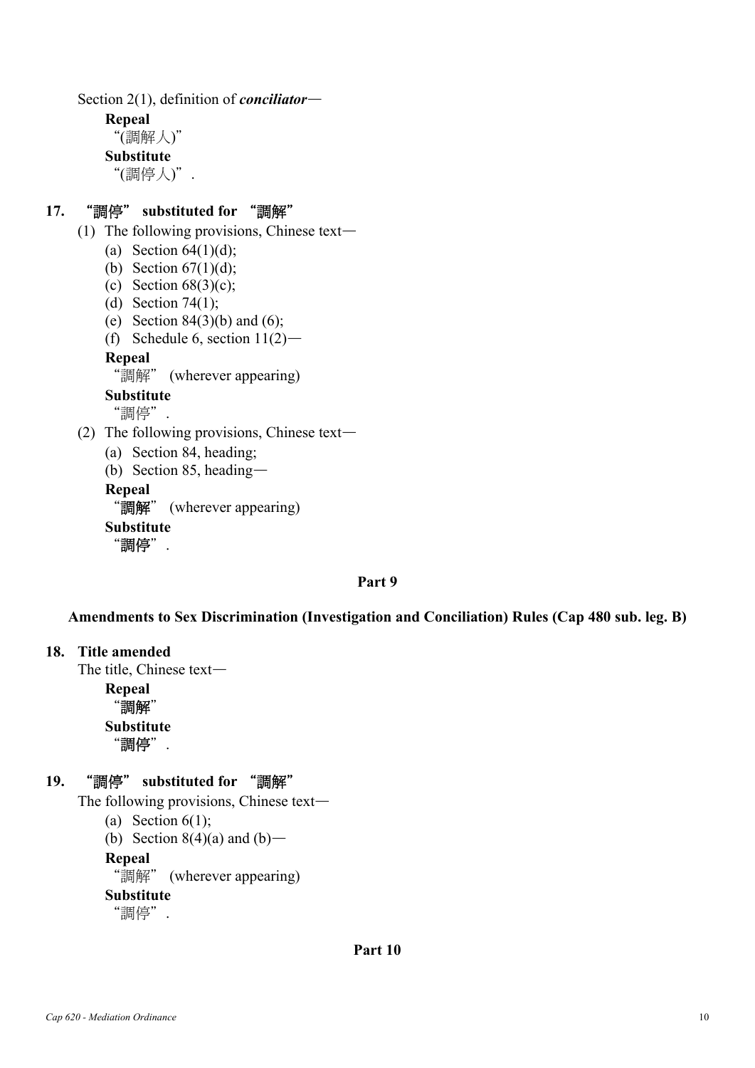Section 2(1), definition of ***conciliator***—

**Repeal**

"(調解人)"

**Substitute**

"(調停人)".

**17. "調停" substituted for "調解"**

(1) The following provisions, Chinese text—

(a) Section 64(1)(d);

(b) Section 67(1)(d);

(c) Section 68(3)(c);

(d) Section 74(1);

(e) Section 84(3)(b) and (6);

(f) Schedule 6, section 11(2)—

**Repeal**

"調解" (wherever appearing)

**Substitute**

"調停".

(2) The following provisions, Chinese text—

(a) Section 84, heading;

(b) Section 85, heading—

**Repeal**

"**調解**" (wherever appearing)

**Substitute**

"**調停**".

## Part 9

## Amendments to Sex Discrimination (Investigation and Conciliation) Rules (Cap 480 sub. leg. B)

**18. Title amended**

The title, Chinese text—

**Repeal**

"**調解**"

**Substitute**

"**調停**".

**19. "調停" substituted for "調解"**

The following provisions, Chinese text—

(a) Section 6(1);

(b) Section 8(4)(a) and (b)—

**Repeal**

"調解" (wherever appearing)

**Substitute**

"調停".

## Part 10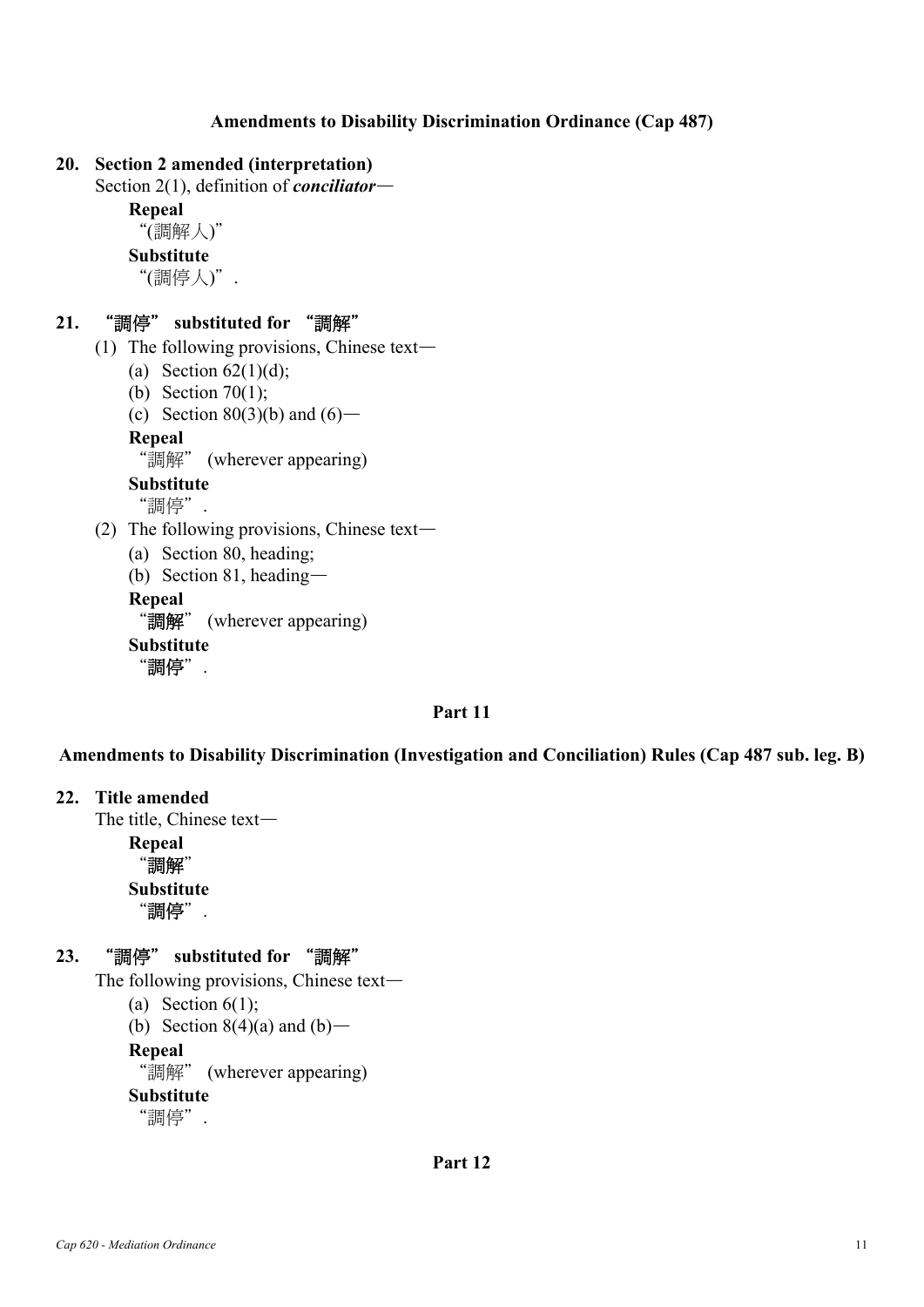**Amendments to Disability Discrimination Ordinance (Cap 487)**

**20. Section 2 amended (interpretation)**

Section 2(1), definition of ***conciliator***—

**Repeal**

"(調解人)"

**Substitute**

"(調停人)".

**21. "調停" substituted for "調解"**

(1) The following provisions, Chinese text—

(a) Section 62(1)(d);

(b) Section 70(1);

(c) Section 80(3)(b) and (6)—

**Repeal**

"調解" (wherever appearing)

**Substitute**

"調停".

(2) The following provisions, Chinese text—

(a) Section 80, heading;

(b) Section 81, heading—

**Repeal**

"**調解**" (wherever appearing)

**Substitute**

"**調停**".

**Part 11**

**Amendments to Disability Discrimination (Investigation and Conciliation) Rules (Cap 487 sub. leg. B)**

**22. Title amended**

The title, Chinese text—

**Repeal**

"**調解**"

**Substitute**

"**調停**".

**23. "調停" substituted for "調解"**

The following provisions, Chinese text—

(a) Section 6(1);

(b) Section 8(4)(a) and (b)—

**Repeal**

"調解" (wherever appearing)

**Substitute**

"調停".

**Part 12**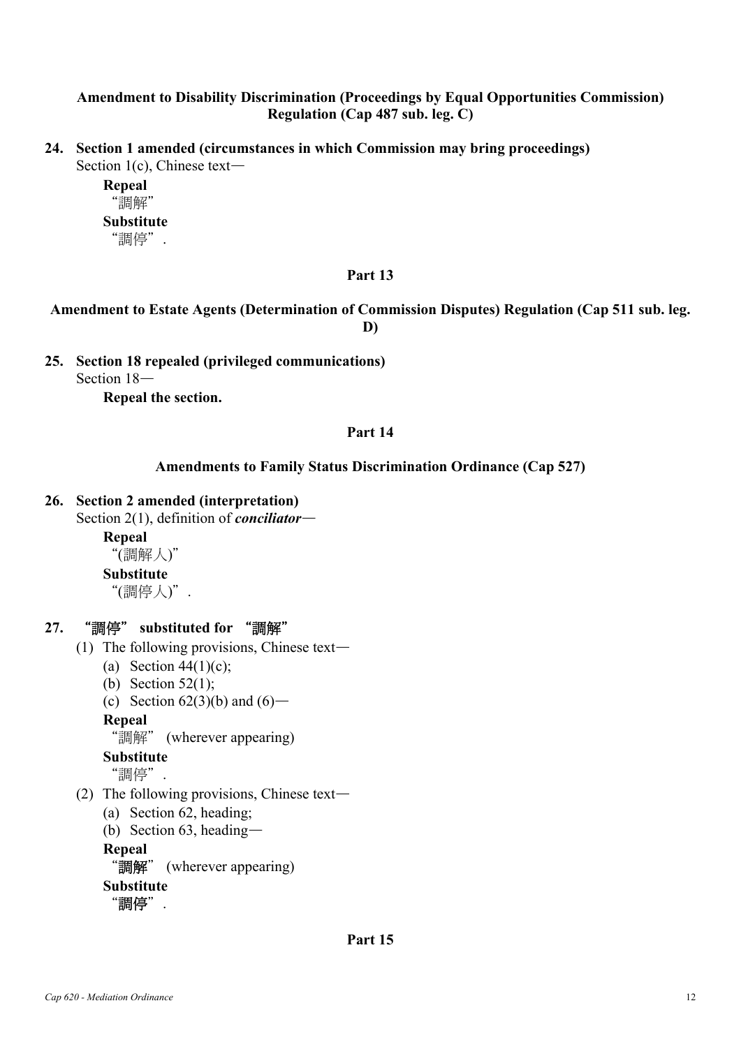### Amendment to Disability Discrimination (Proceedings by Equal Opportunities Commission) Regulation (Cap 487 sub. leg. C)

**24. Section 1 amended (circumstances in which Commission may bring proceedings)**

Section 1(c), Chinese text—

**Repeal**

"調解"

**Substitute**

"調停".

## Part 13

### Amendment to Estate Agents (Determination of Commission Disputes) Regulation (Cap 511 sub. leg. D)

**25. Section 18 repealed (privileged communications)**

Section 18—

**Repeal the section.**

## Part 14

### Amendments to Family Status Discrimination Ordinance (Cap 527)

**26. Section 2 amended (interpretation)**

Section 2(1), definition of ***conciliator***—

**Repeal**

"(調解人)"

**Substitute**

"(調停人)".

**27. "調停" substituted for "調解"**

(1) The following provisions, Chinese text—

(a) Section 44(1)(c);

(b) Section 52(1);

(c) Section 62(3)(b) and (6)—

**Repeal**

"調解" (wherever appearing)

**Substitute**

"調停".

(2) The following provisions, Chinese text—

(a) Section 62, heading;

(b) Section 63, heading—

**Repeal**

"**調解**" (wherever appearing)

**Substitute**

"**調停**".

## Part 15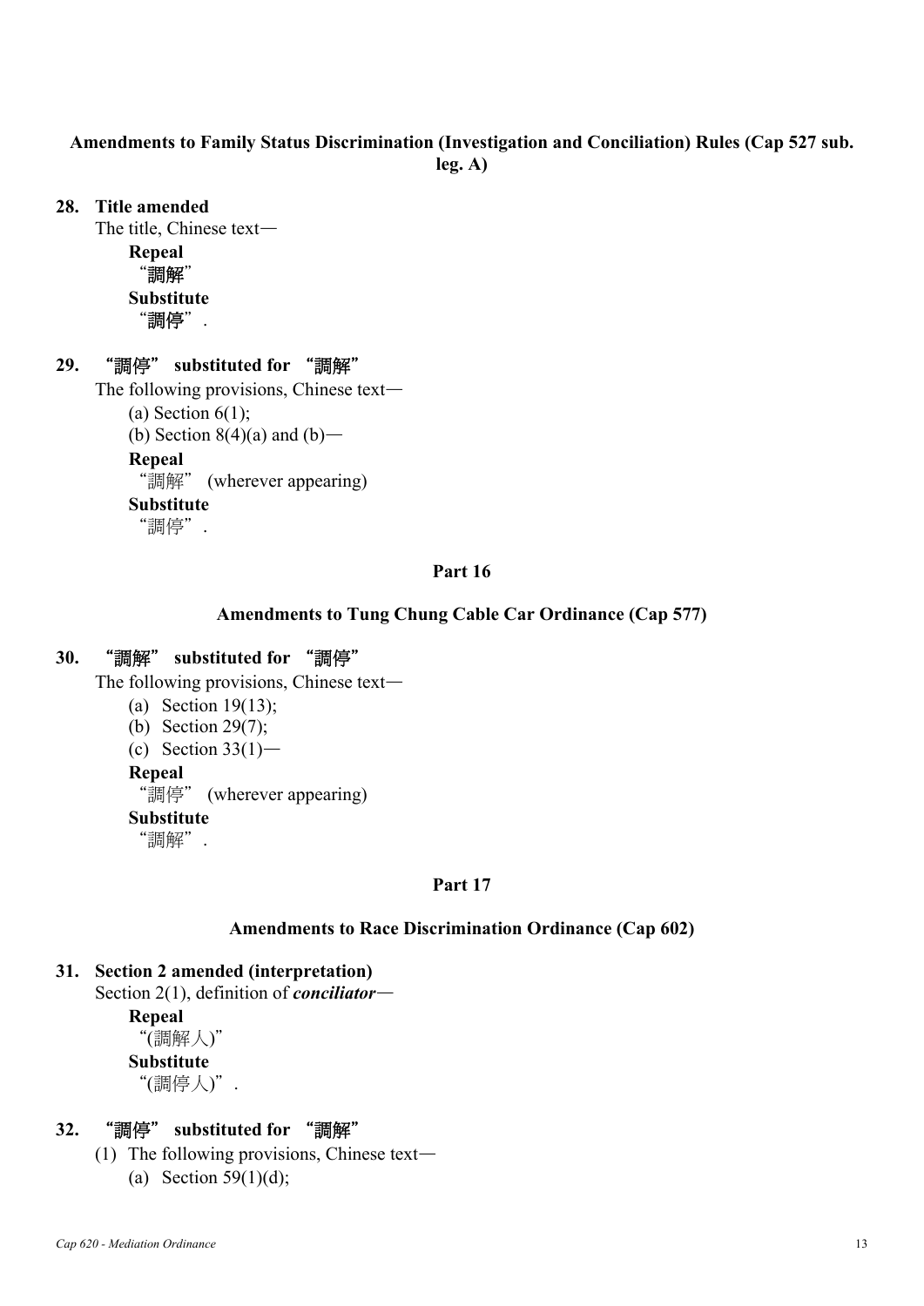### Amendments to Family Status Discrimination (Investigation and Conciliation) Rules (Cap 527 sub. leg. A)

**28. Title amended**

The title, Chinese text—

**Repeal**

"調解"

**Substitute**

"調停".

**29. "調停" substituted for "調解"**

The following provisions, Chinese text—

(a) Section 6(1);

(b) Section 8(4)(a) and (b)—

**Repeal**

"調解" (wherever appearing)

**Substitute**

"調停".

## Part 16

### Amendments to Tung Chung Cable Car Ordinance (Cap 577)

**30. "調解" substituted for "調停"**

The following provisions, Chinese text—

(a) Section 19(13);

(b) Section 29(7);

(c) Section 33(1)—

**Repeal**

"調停" (wherever appearing)

**Substitute**

"調解".

## Part 17

### Amendments to Race Discrimination Ordinance (Cap 602)

**31. Section 2 amended (interpretation)**

Section 2(1), definition of ***conciliator***—

**Repeal**

"(調解人)"

**Substitute**

"(調停人)".

**32. "調停" substituted for "調解"**

(1) The following provisions, Chinese text—

(a) Section 59(1)(d);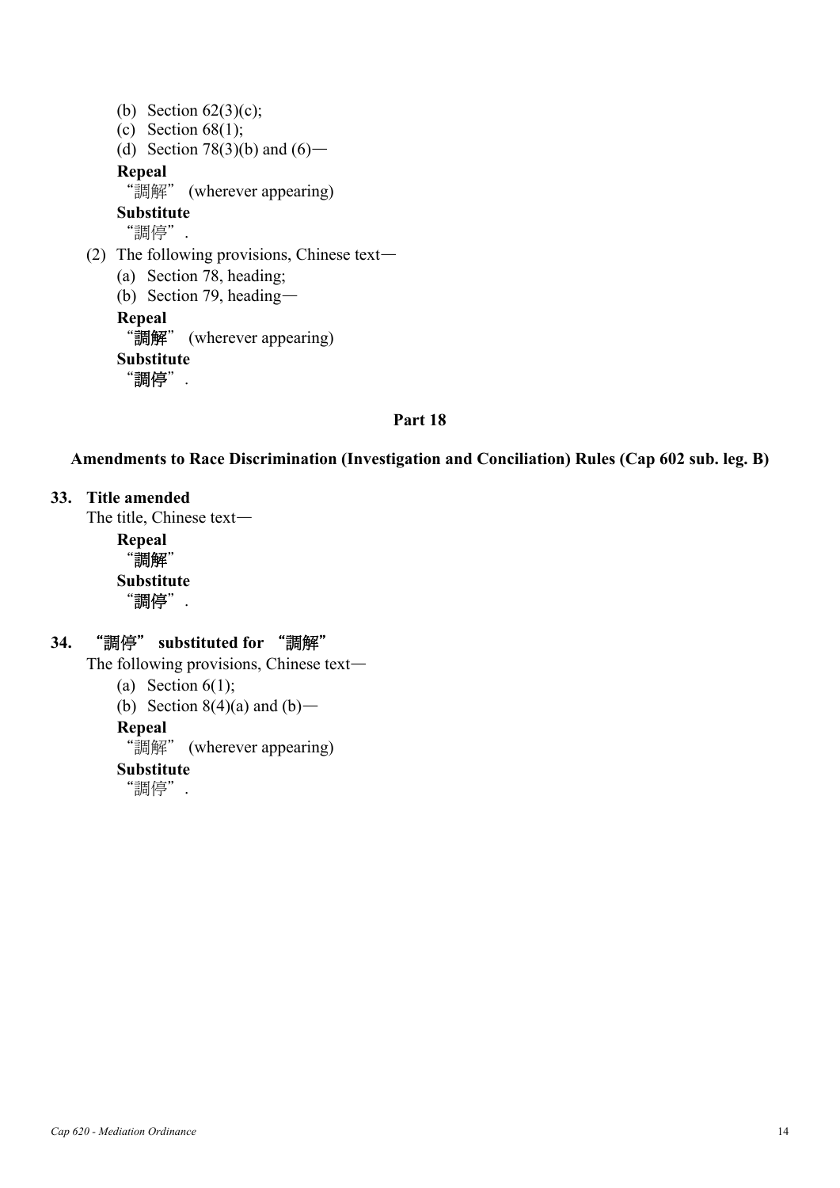(b) Section 62(3)(c);

(c) Section 68(1);

(d) Section 78(3)(b) and (6)—

**Repeal**

"調解" (wherever appearing)

**Substitute**

"調停".

(2) The following provisions, Chinese text—

(a) Section 78, heading;

(b) Section 79, heading—

**Repeal**

"**調解**" (wherever appearing)

**Substitute**

"**調停**".

## Part 18

### Amendments to Race Discrimination (Investigation and Conciliation) Rules (Cap 602 sub. leg. B)

**33. Title amended**

The title, Chinese text—

**Repeal**

"**調解**"

**Substitute**

"**調停**".

**34. "調停" substituted for "調解"**

The following provisions, Chinese text—

(a) Section 6(1);

(b) Section 8(4)(a) and (b)—

**Repeal**

"調解" (wherever appearing)

**Substitute**

"調停".